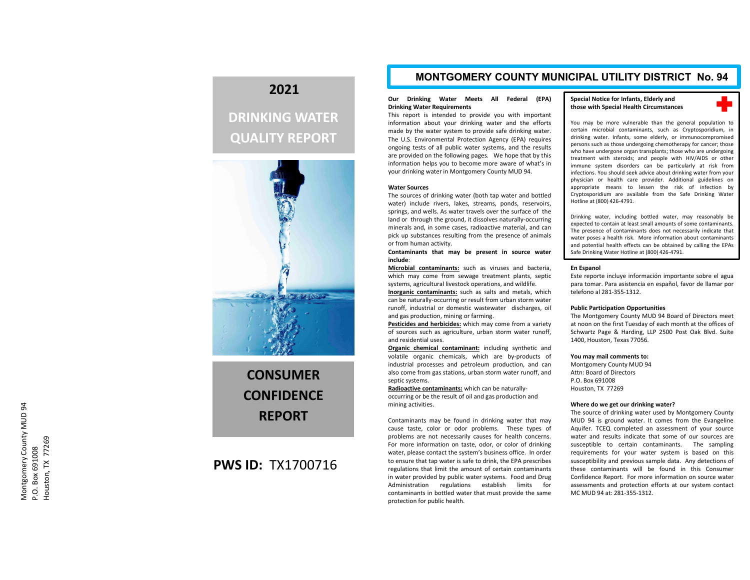Montgomery County MUD 94
P.O. Box 691008
Houston, TX 77269

# 2021

# DRINKING WATER QUALITY REPORT

# CONSUMER CONFIDENCE REPORT

**PWS ID:** TX1700716

# MONTGOMERY COUNTY MUNICIPAL UTILITY DISTRICT No. 94

**Our Drinking Water Meets All Federal (EPA) Drinking Water Requirements**

This report is intended to provide you with important information about your drinking water and the efforts made by the water system to provide safe drinking water. The U.S. Environmental Protection Agency (EPA) requires ongoing tests of all public water systems, and the results are provided on the following pages. We hope that by this information helps you to become more aware of what's in your drinking water in Montgomery County MUD 94.

**Water Sources**

The sources of drinking water (both tap water and bottled water) include rivers, lakes, streams, ponds, reservoirs, springs, and wells. As water travels over the surface of the land or through the ground, it dissolves naturally-occurring minerals and, in some cases, radioactive material, and can pick up substances resulting from the presence of animals or from human activity.

**Contaminants that may be present in source water include**:

**Microbial contaminants:** such as viruses and bacteria, which may come from sewage treatment plants, septic systems, agricultural livestock operations, and wildlife.

**Inorganic contaminants:** such as salts and metals, which can be naturally-occurring or result from urban storm water runoff, industrial or domestic wastewater discharges, oil and gas production, mining or farming.

**Pesticides and herbicides:** which may come from a variety of sources such as agriculture, urban storm water runoff, and residential uses.

**Organic chemical contaminant:** including synthetic and volatile organic chemicals, which are by-products of industrial processes and petroleum production, and can also come from gas stations, urban storm water runoff, and septic systems.

**Radioactive contaminants:** which can be naturally-occurring or be the result of oil and gas production and mining activities.

Contaminants may be found in drinking water that may cause taste, color or odor problems. These types of problems are not necessarily causes for health concerns. For more information on taste, odor, or color of drinking water, please contact the system's business office. In order to ensure that tap water is safe to drink, the EPA prescribes regulations that limit the amount of certain contaminants in water provided by public water systems. Food and Drug Administration regulations establish limits for contaminants in bottled water that must provide the same protection for public health.

**Special Notice for Infants, Elderly and those with Special Health Circumstances**

You may be more vulnerable than the general population to certain microbial contaminants, such as Cryptosporidium, in drinking water. Infants, some elderly, or immunocompromised persons such as those undergoing chemotherapy for cancer; those who have undergone organ transplants; those who are undergoing treatment with steroids; and people with HIV/AIDS or other immune system disorders can be particularly at risk from infections. You should seek advice about drinking water from your physician or health care provider. Additional guidelines on appropriate means to lessen the risk of infection by Cryptosporidium are available from the Safe Drinking Water Hotline at (800) 426-4791.

Drinking water, including bottled water, may reasonably be expected to contain at least small amounts of some contaminants. The presence of contaminants does not necessarily indicate that water poses a health risk. More information about contaminants and potential health effects can be obtained by calling the EPAs Safe Drinking Water Hotline at (800) 426-4791.

**En Espanol**

Este reporte incluye información importante sobre el agua para tomar. Para asistencia en español, favor de llamar por telefono al 281-355-1312.

**Public Participation Opportunities**

The Montgomery County MUD 94 Board of Directors meet at noon on the first Tuesday of each month at the offices of Schwartz Page & Harding, LLP 2500 Post Oak Blvd. Suite 1400, Houston, Texas 77056.

**You may mail comments to:**

Montgomery County MUD 94
Attn: Board of Directors
P.O. Box 691008
Houston, TX 77269

**Where do we get our drinking water?**

The source of drinking water used by Montgomery County MUD 94 is ground water. It comes from the Evangeline Aquifer. TCEQ completed an assessment of your source water and results indicate that some of our sources are susceptible to certain contaminants. The sampling requirements for your water system is based on this susceptibility and previous sample data. Any detections of these contaminants will be found in this Consumer Confidence Report. For more information on source water assessments and protection efforts at our system contact MC MUD 94 at: 281-355-1312.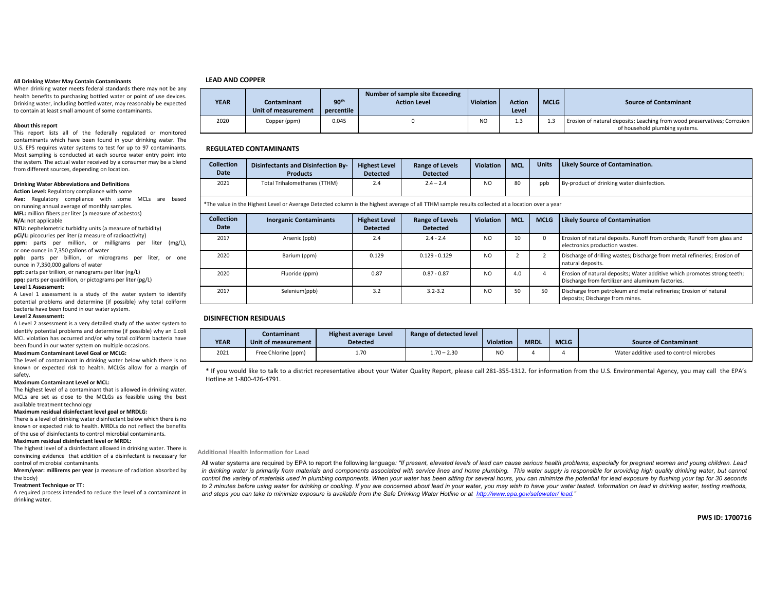**All Drinking Water May Contain Contaminants**

When drinking water meets federal standards there may not be any health benefits to purchasing bottled water or point of use devices. Drinking water, including bottled water, may reasonably be expected to contain at least small amount of some contaminants.

**About this report**

This report lists all of the federally regulated or monitored contaminants which have been found in your drinking water. The U.S. EPS requires water systems to test for up to 97 contaminants. Most sampling is conducted at each source water entry point into the system. The actual water received by a consumer may be a blend from different sources, depending on location.

**Drinking Water Abbreviations and Definitions**

**Action Level:** Regulatory compliance with some

**Ave:** Regulatory compliance with some MCLs are based on running annual average of monthly samples.

**MFL:** million fibers per liter (a measure of asbestos)

**N/A:** not applicable

**NTU:** nephelometric turbidity units (a measure of turbidity)

**pCi/L:** picocuries per liter (a measure of radioactivity)

**ppm:** parts per million, or milligrams per liter (mg/L), or one ounce in 7,350 gallons of water

**ppb:** parts per billion, or micrograms per liter, or one ounce in 7,350,000 gallons of water

**ppt:** parts per trillion, or nanograms per liter (ng/L)

**ppq:** parts per quadrillion, or pictograms per liter (pg/L)

**Level 1 Assessment:**

A Level 1 assessment is a study of the water system to identify potential problems and determine (if possible) why total coliform bacteria have been found in our water system.

**Level 2 Assessment:**

A Level 2 assessment is a very detailed study of the water system to identify potential problems and determine (if possible) why an E.coli MCL violation has occurred and/or why total coliform bacteria have been found in our water system on multiple occasions.

**Maximum Contaminant Level Goal or MCLG:**

The level of contaminant in drinking water below which there is no known or expected risk to health. MCLGs allow for a margin of safety.

**Maximum Contaminant Level or MCL:**

The highest level of a contaminant that is allowed in drinking water. MCLs are set as close to the MCLGs as feasible using the best available treatment technology

**Maximum residual disinfectant level goal or MRDLG:**

There is a level of drinking water disinfectant below which there is no known or expected risk to health. MRDLs do not reflect the benefits of the use of disinfectants to control microbial contaminants.

**Maximum residual disinfectant level or MRDL:**

The highest level of a disinfectant allowed in drinking water. There is convincing evidence that addition of a disinfectant is necessary for control of microbial contaminants.

**Mrem/year: millirems per year** (a measure of radiation absorbed by the body)

**Treatment Technique or TT:**

A required process intended to reduce the level of a contaminant in drinking water.

## LEAD AND COPPER

| YEAR | Contaminant Unit of measurement | 90th percentile | Number of sample site Exceeding Action Level | Violation | Action Level | MCLG | Source of Contaminant |
|---|---|---|---|---|---|---|---|
| 2020 | Copper (ppm) | 0.045 | 0 | NO | 1.3 | 1.3 | Erosion of natural deposits; Leaching from wood preservatives; Corrosion of household plumbing systems. |

## REGULATED CONTAMINANTS

| Collection Date | Disinfectants and Disinfection By-Products | Highest Level Detected | Range of Levels Detected | Violation | MCL | Units | Likely Source of Contamination. |
|---|---|---|---|---|---|---|---|
| 2021 | Total Trihalomethanes (TTHM) | 2.4 | 2.4 – 2.4 | NO | 80 | ppb | By-product of drinking water disinfection. |

*The value in the Highest Level or Average Detected column is the highest average of all TTHM sample results collected at a location over a year

| Collection Date | Inorganic Contaminants | Highest Level Detected | Range of Levels Detected | Violation | MCL | MCLG | Likely Source of Contamination |
|---|---|---|---|---|---|---|---|
| 2017 | Arsenic (ppb) | 2.4 | 2.4 - 2.4 | NO | 10 | 0 | Erosion of natural deposits. Runoff from orchards; Runoff from glass and electronics production wastes. |
| 2020 | Barium (ppm) | 0.129 | 0.129 - 0.129 | NO | 2 | 2 | Discharge of drilling wastes; Discharge from metal refineries; Erosion of natural deposits. |
| 2020 | Fluoride (ppm) | 0.87 | 0.87 - 0.87 | NO | 4.0 | 4 | Erosion of natural deposits; Water additive which promotes strong teeth; Discharge from fertilizer and aluminum factories. |
| 2017 | Selenium(ppb) | 3.2 | 3.2-3.2 | NO | 50 | 50 | Discharge from petroleum and metal refineries; Erosion of natural deposits; Discharge from mines. |

## DISINFECTION RESIDUALS

| YEAR | Contaminant Unit of measurement | Highest average Level Detected | Range of detected level | Violation | MRDL | MCLG | Source of Contaminant |
|---|---|---|---|---|---|---|---|
| 2021 | Free Chlorine (ppm) | 1.70 | 1.70 – 2.30 | NO | 4 | 4 | Water additive used to control microbes |

* If you would like to talk to a district representative about your Water Quality Report, please call 281-355-1312. for information from the U.S. Environmental Agency, you may call the EPA's Hotline at 1-800-426-4791.

**Additional Health Information for Lead**

All water systems are required by EPA to report the following language*: "If present, elevated levels of lead can cause serious health problems, especially for pregnant women and young children. Lead in drinking water is primarily from materials and components associated with service lines and home plumbing. This water supply is responsible for providing high quality drinking water, but cannot control the variety of materials used in plumbing components. When your water has been sitting for several hours, you can minimize the potential for lead exposure by flushing your tap for 30 seconds to 2 minutes before using water for drinking or cooking. If you are concerned about lead in your water, you may wish to have your water tested. Information on lead in drinking water, testing methods, and steps you can take to minimize exposure is available from the Safe Drinking Water Hotline or at http://www.epa.gov/safewater/ lead."*

**PWS ID: 1700716**